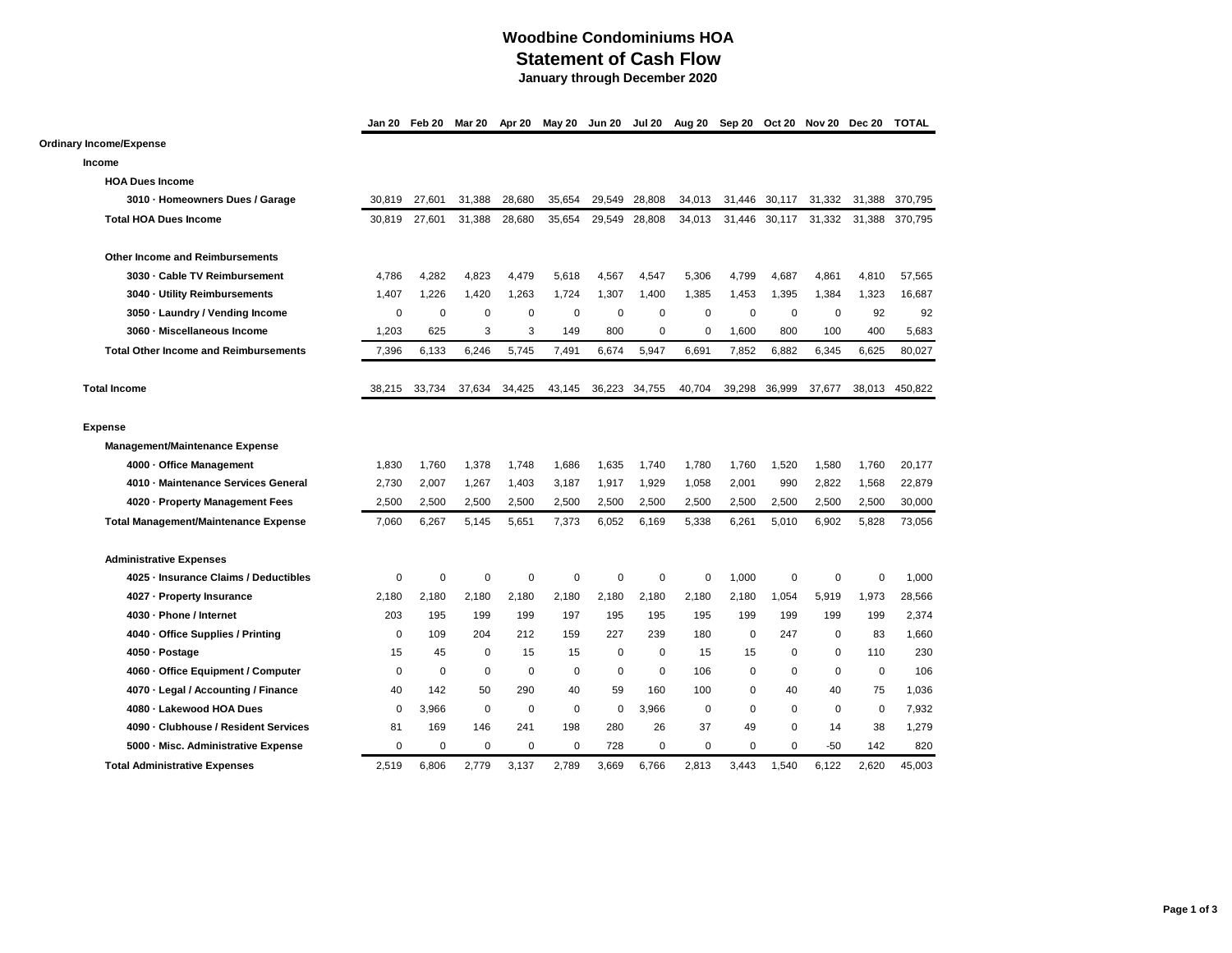# Woodbine Condominiums HOA

## Statement of Cash Flow

### January through December 2020

| | Jan 20 | Feb 20 | Mar 20 | Apr 20 | May 20 | Jun 20 | Jul 20 | Aug 20 | Sep 20 | Oct 20 | Nov 20 | Dec 20 | TOTAL |
|---|---|---|---|---|---|---|---|---|---|---|---|---|---|
| **Ordinary Income/Expense** | | | | | | | | | | | | | |
| **Income** | | | | | | | | | | | | | |
| **HOA Dues Income** | | | | | | | | | | | | | |
| **3010 · Homeowners Dues / Garage** | 30,819 | 27,601 | 31,388 | 28,680 | 35,654 | 29,549 | 28,808 | 34,013 | 31,446 | 30,117 | 31,332 | 31,388 | 370,795 |
| **Total HOA Dues Income** | 30,819 | 27,601 | 31,388 | 28,680 | 35,654 | 29,549 | 28,808 | 34,013 | 31,446 | 30,117 | 31,332 | 31,388 | 370,795 |
| **Other Income and Reimbursements** | | | | | | | | | | | | | |
| **3030 · Cable TV Reimbursement** | 4,786 | 4,282 | 4,823 | 4,479 | 5,618 | 4,567 | 4,547 | 5,306 | 4,799 | 4,687 | 4,861 | 4,810 | 57,565 |
| **3040 · Utility Reimbursements** | 1,407 | 1,226 | 1,420 | 1,263 | 1,724 | 1,307 | 1,400 | 1,385 | 1,453 | 1,395 | 1,384 | 1,323 | 16,687 |
| **3050 · Laundry / Vending Income** | 0 | 0 | 0 | 0 | 0 | 0 | 0 | 0 | 0 | 0 | 0 | 92 | 92 |
| **3060 · Miscellaneous Income** | 1,203 | 625 | 3 | 3 | 149 | 800 | 0 | 0 | 1,600 | 800 | 100 | 400 | 5,683 |
| **Total Other Income and Reimbursements** | 7,396 | 6,133 | 6,246 | 5,745 | 7,491 | 6,674 | 5,947 | 6,691 | 7,852 | 6,882 | 6,345 | 6,625 | 80,027 |
| **Total Income** | 38,215 | 33,734 | 37,634 | 34,425 | 43,145 | 36,223 | 34,755 | 40,704 | 39,298 | 36,999 | 37,677 | 38,013 | 450,822 |
| **Expense** | | | | | | | | | | | | | |
| **Management/Maintenance Expense** | | | | | | | | | | | | | |
| **4000 · Office Management** | 1,830 | 1,760 | 1,378 | 1,748 | 1,686 | 1,635 | 1,740 | 1,780 | 1,760 | 1,520 | 1,580 | 1,760 | 20,177 |
| **4010 · Maintenance Services General** | 2,730 | 2,007 | 1,267 | 1,403 | 3,187 | 1,917 | 1,929 | 1,058 | 2,001 | 990 | 2,822 | 1,568 | 22,879 |
| **4020 · Property Management Fees** | 2,500 | 2,500 | 2,500 | 2,500 | 2,500 | 2,500 | 2,500 | 2,500 | 2,500 | 2,500 | 2,500 | 2,500 | 30,000 |
| **Total Management/Maintenance Expense** | 7,060 | 6,267 | 5,145 | 5,651 | 7,373 | 6,052 | 6,169 | 5,338 | 6,261 | 5,010 | 6,902 | 5,828 | 73,056 |
| **Administrative Expenses** | | | | | | | | | | | | | |
| **4025 · Insurance Claims / Deductibles** | 0 | 0 | 0 | 0 | 0 | 0 | 0 | 0 | 1,000 | 0 | 0 | 0 | 1,000 |
| **4027 · Property Insurance** | 2,180 | 2,180 | 2,180 | 2,180 | 2,180 | 2,180 | 2,180 | 2,180 | 2,180 | 1,054 | 5,919 | 1,973 | 28,566 |
| **4030 · Phone / Internet** | 203 | 195 | 199 | 199 | 197 | 195 | 195 | 195 | 199 | 199 | 199 | 199 | 2,374 |
| **4040 · Office Supplies / Printing** | 0 | 109 | 204 | 212 | 159 | 227 | 239 | 180 | 0 | 247 | 0 | 83 | 1,660 |
| **4050 · Postage** | 15 | 45 | 0 | 15 | 15 | 0 | 0 | 15 | 15 | 0 | 0 | 110 | 230 |
| **4060 · Office Equipment / Computer** | 0 | 0 | 0 | 0 | 0 | 0 | 0 | 106 | 0 | 0 | 0 | 0 | 106 |
| **4070 · Legal / Accounting / Finance** | 40 | 142 | 50 | 290 | 40 | 59 | 160 | 100 | 0 | 40 | 40 | 75 | 1,036 |
| **4080 · Lakewood HOA Dues** | 0 | 3,966 | 0 | 0 | 0 | 0 | 3,966 | 0 | 0 | 0 | 0 | 0 | 7,932 |
| **4090 · Clubhouse / Resident Services** | 81 | 169 | 146 | 241 | 198 | 280 | 26 | 37 | 49 | 0 | 14 | 38 | 1,279 |
| **5000 · Misc. Administrative Expense** | 0 | 0 | 0 | 0 | 0 | 728 | 0 | 0 | 0 | 0 | -50 | 142 | 820 |
| **Total Administrative Expenses** | 2,519 | 6,806 | 2,779 | 3,137 | 2,789 | 3,669 | 6,766 | 2,813 | 3,443 | 1,540 | 6,122 | 2,620 | 45,003 |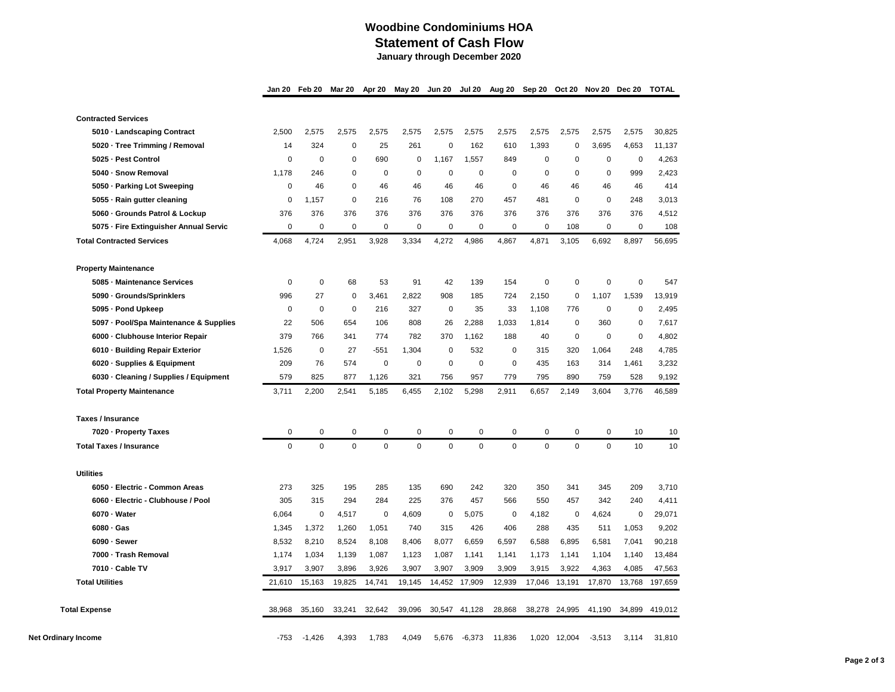# Woodbine Condominiums HOA
## Statement of Cash Flow
### January through December 2020

| | Jan 20 | Feb 20 | Mar 20 | Apr 20 | May 20 | Jun 20 | Jul 20 | Aug 20 | Sep 20 | Oct 20 | Nov 20 | Dec 20 | TOTAL |
|---|---|---|---|---|---|---|---|---|---|---|---|---|---|
| **Contracted Services** | | | | | | | | | | | | | |
| 5010 · Landscaping Contract | 2,500 | 2,575 | 2,575 | 2,575 | 2,575 | 2,575 | 2,575 | 2,575 | 2,575 | 2,575 | 2,575 | 2,575 | 30,825 |
| 5020 · Tree Trimming / Removal | 14 | 324 | 0 | 25 | 261 | 0 | 162 | 610 | 1,393 | 0 | 3,695 | 4,653 | 11,137 |
| 5025 · Pest Control | 0 | 0 | 0 | 690 | 0 | 1,167 | 1,557 | 849 | 0 | 0 | 0 | 0 | 4,263 |
| 5040 · Snow Removal | 1,178 | 246 | 0 | 0 | 0 | 0 | 0 | 0 | 0 | 0 | 0 | 999 | 2,423 |
| 5050 · Parking Lot Sweeping | 0 | 46 | 0 | 46 | 46 | 46 | 46 | 0 | 46 | 46 | 46 | 46 | 414 |
| 5055 · Rain gutter cleaning | 0 | 1,157 | 0 | 216 | 76 | 108 | 270 | 457 | 481 | 0 | 0 | 248 | 3,013 |
| 5060 · Grounds Patrol & Lockup | 376 | 376 | 376 | 376 | 376 | 376 | 376 | 376 | 376 | 376 | 376 | 376 | 4,512 |
| 5075 · Fire Extinguisher Annual Servic | 0 | 0 | 0 | 0 | 0 | 0 | 0 | 0 | 0 | 108 | 0 | 0 | 108 |
| **Total Contracted Services** | 4,068 | 4,724 | 2,951 | 3,928 | 3,334 | 4,272 | 4,986 | 4,867 | 4,871 | 3,105 | 6,692 | 8,897 | 56,695 |
| **Property Maintenance** | | | | | | | | | | | | | |
| 5085 · Maintenance Services | 0 | 0 | 68 | 53 | 91 | 42 | 139 | 154 | 0 | 0 | 0 | 0 | 547 |
| 5090 · Grounds/Sprinklers | 996 | 27 | 0 | 3,461 | 2,822 | 908 | 185 | 724 | 2,150 | 0 | 1,107 | 1,539 | 13,919 |
| 5095 · Pond Upkeep | 0 | 0 | 0 | 216 | 327 | 0 | 35 | 33 | 1,108 | 776 | 0 | 0 | 2,495 |
| 5097 · Pool/Spa Maintenance & Supplies | 22 | 506 | 654 | 106 | 808 | 26 | 2,288 | 1,033 | 1,814 | 0 | 360 | 0 | 7,617 |
| 6000 · Clubhouse Interior Repair | 379 | 766 | 341 | 774 | 782 | 370 | 1,162 | 188 | 40 | 0 | 0 | 0 | 4,802 |
| 6010 · Building Repair Exterior | 1,526 | 0 | 27 | -551 | 1,304 | 0 | 532 | 0 | 315 | 320 | 1,064 | 248 | 4,785 |
| 6020 · Supplies & Equipment | 209 | 76 | 574 | 0 | 0 | 0 | 0 | 0 | 435 | 163 | 314 | 1,461 | 3,232 |
| 6030 · Cleaning / Supplies / Equipment | 579 | 825 | 877 | 1,126 | 321 | 756 | 957 | 779 | 795 | 890 | 759 | 528 | 9,192 |
| **Total Property Maintenance** | 3,711 | 2,200 | 2,541 | 5,185 | 6,455 | 2,102 | 5,298 | 2,911 | 6,657 | 2,149 | 3,604 | 3,776 | 46,589 |
| **Taxes / Insurance** | | | | | | | | | | | | | |
| 7020 · Property Taxes | 0 | 0 | 0 | 0 | 0 | 0 | 0 | 0 | 0 | 0 | 0 | 10 | 10 |
| **Total Taxes / Insurance** | 0 | 0 | 0 | 0 | 0 | 0 | 0 | 0 | 0 | 0 | 0 | 10 | 10 |
| **Utilities** | | | | | | | | | | | | | |
| 6050 · Electric - Common Areas | 273 | 325 | 195 | 285 | 135 | 690 | 242 | 320 | 350 | 341 | 345 | 209 | 3,710 |
| 6060 · Electric - Clubhouse / Pool | 305 | 315 | 294 | 284 | 225 | 376 | 457 | 566 | 550 | 457 | 342 | 240 | 4,411 |
| 6070 · Water | 6,064 | 0 | 4,517 | 0 | 4,609 | 0 | 5,075 | 0 | 4,182 | 0 | 4,624 | 0 | 29,071 |
| 6080 · Gas | 1,345 | 1,372 | 1,260 | 1,051 | 740 | 315 | 426 | 406 | 288 | 435 | 511 | 1,053 | 9,202 |
| 6090 · Sewer | 8,532 | 8,210 | 8,524 | 8,108 | 8,406 | 8,077 | 6,659 | 6,597 | 6,588 | 6,895 | 6,581 | 7,041 | 90,218 |
| 7000 · Trash Removal | 1,174 | 1,034 | 1,139 | 1,087 | 1,123 | 1,087 | 1,141 | 1,141 | 1,173 | 1,141 | 1,104 | 1,140 | 13,484 |
| 7010 · Cable TV | 3,917 | 3,907 | 3,896 | 3,926 | 3,907 | 3,907 | 3,909 | 3,909 | 3,915 | 3,922 | 4,363 | 4,085 | 47,563 |
| **Total Utilities** | 21,610 | 15,163 | 19,825 | 14,741 | 19,145 | 14,452 | 17,909 | 12,939 | 17,046 | 13,191 | 17,870 | 13,768 | 197,659 |
| **Total Expense** | 38,968 | 35,160 | 33,241 | 32,642 | 39,096 | 30,547 | 41,128 | 28,868 | 38,278 | 24,995 | 41,190 | 34,899 | 419,012 |
| **Net Ordinary Income** | -753 | -1,426 | 4,393 | 1,783 | 4,049 | 5,676 | -6,373 | 11,836 | 1,020 | 12,004 | -3,513 | 3,114 | 31,810 |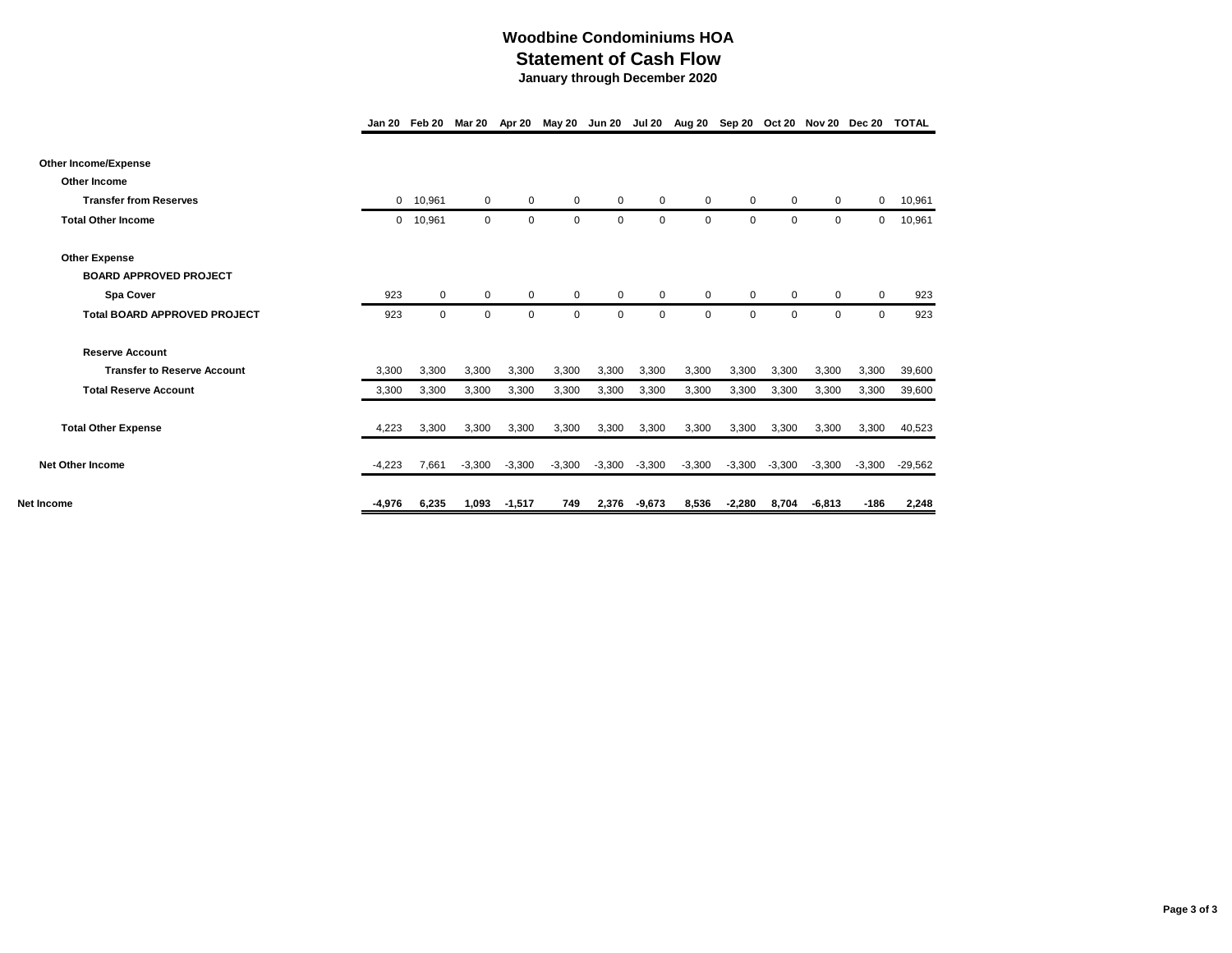# Woodbine Condominiums HOA
## Statement of Cash Flow
### January through December 2020

| | Jan 20 | Feb 20 | Mar 20 | Apr 20 | May 20 | Jun 20 | Jul 20 | Aug 20 | Sep 20 | Oct 20 | Nov 20 | Dec 20 | TOTAL |
|---|---|---|---|---|---|---|---|---|---|---|---|---|---|
| **Other Income/Expense** | | | | | | | | | | | | | |
| **Other Income** | | | | | | | | | | | | | |
| **Transfer from Reserves** | 0 | 10,961 | 0 | 0 | 0 | 0 | 0 | 0 | 0 | 0 | 0 | 0 | 10,961 |
| **Total Other Income** | 0 | 10,961 | 0 | 0 | 0 | 0 | 0 | 0 | 0 | 0 | 0 | 0 | 10,961 |
| **Other Expense** | | | | | | | | | | | | | |
| **BOARD APPROVED PROJECT** | | | | | | | | | | | | | |
| **Spa Cover** | 923 | 0 | 0 | 0 | 0 | 0 | 0 | 0 | 0 | 0 | 0 | 0 | 923 |
| **Total BOARD APPROVED PROJECT** | 923 | 0 | 0 | 0 | 0 | 0 | 0 | 0 | 0 | 0 | 0 | 0 | 923 |
| **Reserve Account** | | | | | | | | | | | | | |
| **Transfer to Reserve Account** | 3,300 | 3,300 | 3,300 | 3,300 | 3,300 | 3,300 | 3,300 | 3,300 | 3,300 | 3,300 | 3,300 | 3,300 | 39,600 |
| **Total Reserve Account** | 3,300 | 3,300 | 3,300 | 3,300 | 3,300 | 3,300 | 3,300 | 3,300 | 3,300 | 3,300 | 3,300 | 3,300 | 39,600 |
| **Total Other Expense** | 4,223 | 3,300 | 3,300 | 3,300 | 3,300 | 3,300 | 3,300 | 3,300 | 3,300 | 3,300 | 3,300 | 3,300 | 40,523 |
| **Net Other Income** | -4,223 | 7,661 | -3,300 | -3,300 | -3,300 | -3,300 | -3,300 | -3,300 | -3,300 | -3,300 | -3,300 | -3,300 | -29,562 |
| **Net Income** | **-4,976** | **6,235** | **1,093** | **-1,517** | **749** | **2,376** | **-9,673** | **8,536** | **-2,280** | **8,704** | **-6,813** | **-186** | **2,248** |